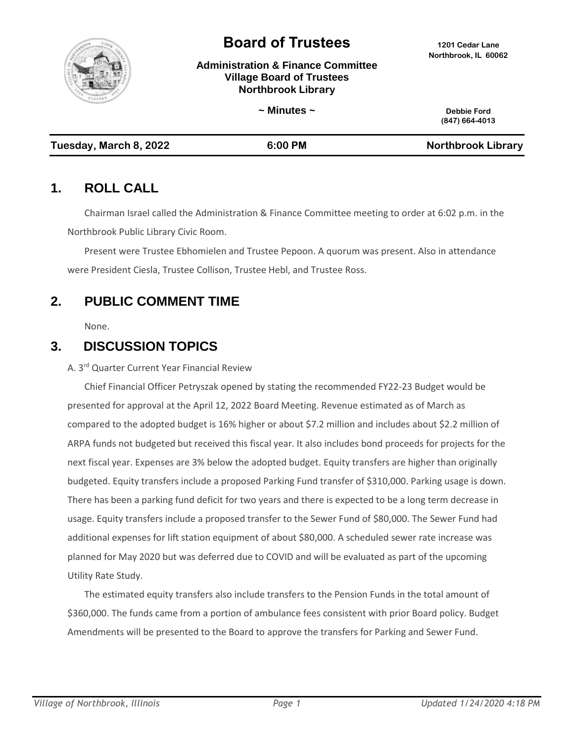# Board of Trustees

**Administration & Finance Committee**
**Village Board of Trustees**
**Northbrook Library**

**1201 Cedar Lane**
**Northbrook, IL 60062**

**~ Minutes ~**

**Debbie Ford**
**(847) 664-4013**

| **Tuesday, March 8, 2022** | **6:00 PM** | **Northbrook Library** |
|---|---|---|

## 1. ROLL CALL

Chairman Israel called the Administration & Finance Committee meeting to order at 6:02 p.m. in the Northbrook Public Library Civic Room.

Present were Trustee Ebhomielen and Trustee Pepoon. A quorum was present. Also in attendance were President Ciesla, Trustee Collison, Trustee Hebl, and Trustee Ross.

## 2. PUBLIC COMMENT TIME

None.

## 3. DISCUSSION TOPICS

A. 3rd Quarter Current Year Financial Review

Chief Financial Officer Petryszak opened by stating the recommended FY22-23 Budget would be presented for approval at the April 12, 2022 Board Meeting. Revenue estimated as of March as compared to the adopted budget is 16% higher or about $7.2 million and includes about $2.2 million of ARPA funds not budgeted but received this fiscal year. It also includes bond proceeds for projects for the next fiscal year. Expenses are 3% below the adopted budget. Equity transfers are higher than originally budgeted. Equity transfers include a proposed Parking Fund transfer of $310,000. Parking usage is down. There has been a parking fund deficit for two years and there is expected to be a long term decrease in usage. Equity transfers include a proposed transfer to the Sewer Fund of $80,000. The Sewer Fund had additional expenses for lift station equipment of about $80,000. A scheduled sewer rate increase was planned for May 2020 but was deferred due to COVID and will be evaluated as part of the upcoming Utility Rate Study.

The estimated equity transfers also include transfers to the Pension Funds in the total amount of $360,000. The funds came from a portion of ambulance fees consistent with prior Board policy. Budget Amendments will be presented to the Board to approve the transfers for Parking and Sewer Fund.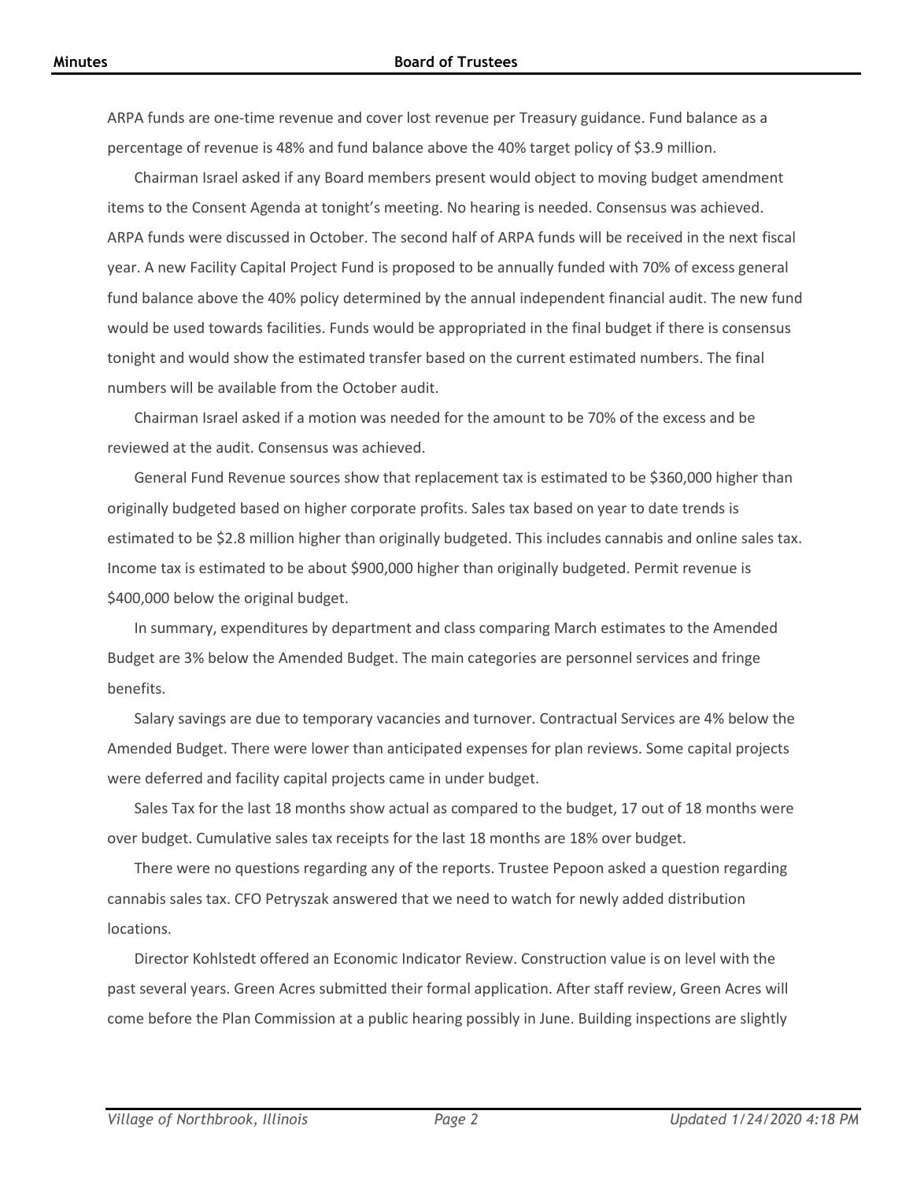ARPA funds are one-time revenue and cover lost revenue per Treasury guidance. Fund balance as a percentage of revenue is 48% and fund balance above the 40% target policy of $3.9 million.

Chairman Israel asked if any Board members present would object to moving budget amendment items to the Consent Agenda at tonight's meeting. No hearing is needed. Consensus was achieved. ARPA funds were discussed in October. The second half of ARPA funds will be received in the next fiscal year. A new Facility Capital Project Fund is proposed to be annually funded with 70% of excess general fund balance above the 40% policy determined by the annual independent financial audit. The new fund would be used towards facilities. Funds would be appropriated in the final budget if there is consensus tonight and would show the estimated transfer based on the current estimated numbers. The final numbers will be available from the October audit.

Chairman Israel asked if a motion was needed for the amount to be 70% of the excess and be reviewed at the audit. Consensus was achieved.

General Fund Revenue sources show that replacement tax is estimated to be $360,000 higher than originally budgeted based on higher corporate profits. Sales tax based on year to date trends is estimated to be $2.8 million higher than originally budgeted. This includes cannabis and online sales tax. Income tax is estimated to be about $900,000 higher than originally budgeted. Permit revenue is $400,000 below the original budget.

In summary, expenditures by department and class comparing March estimates to the Amended Budget are 3% below the Amended Budget. The main categories are personnel services and fringe benefits.

Salary savings are due to temporary vacancies and turnover. Contractual Services are 4% below the Amended Budget. There were lower than anticipated expenses for plan reviews. Some capital projects were deferred and facility capital projects came in under budget.

Sales Tax for the last 18 months show actual as compared to the budget, 17 out of 18 months were over budget. Cumulative sales tax receipts for the last 18 months are 18% over budget.

There were no questions regarding any of the reports. Trustee Pepoon asked a question regarding cannabis sales tax. CFO Petryszak answered that we need to watch for newly added distribution locations.

Director Kohlstedt offered an Economic Indicator Review. Construction value is on level with the past several years. Green Acres submitted their formal application. After staff review, Green Acres will come before the Plan Commission at a public hearing possibly in June. Building inspections are slightly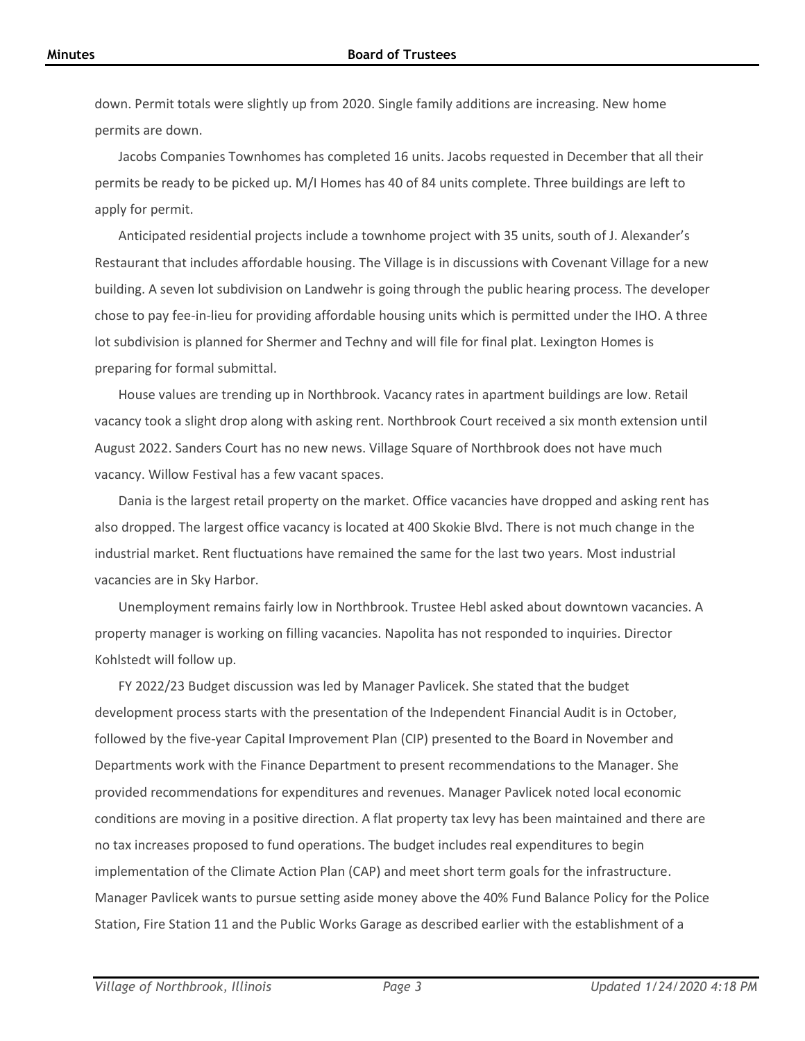down. Permit totals were slightly up from 2020. Single family additions are increasing. New home permits are down.

Jacobs Companies Townhomes has completed 16 units. Jacobs requested in December that all their permits be ready to be picked up. M/I Homes has 40 of 84 units complete. Three buildings are left to apply for permit.

Anticipated residential projects include a townhome project with 35 units, south of J. Alexander's Restaurant that includes affordable housing. The Village is in discussions with Covenant Village for a new building. A seven lot subdivision on Landwehr is going through the public hearing process. The developer chose to pay fee-in-lieu for providing affordable housing units which is permitted under the IHO. A three lot subdivision is planned for Shermer and Techny and will file for final plat. Lexington Homes is preparing for formal submittal.

House values are trending up in Northbrook. Vacancy rates in apartment buildings are low. Retail vacancy took a slight drop along with asking rent. Northbrook Court received a six month extension until August 2022. Sanders Court has no new news. Village Square of Northbrook does not have much vacancy. Willow Festival has a few vacant spaces.

Dania is the largest retail property on the market. Office vacancies have dropped and asking rent has also dropped. The largest office vacancy is located at 400 Skokie Blvd. There is not much change in the industrial market. Rent fluctuations have remained the same for the last two years. Most industrial vacancies are in Sky Harbor.

Unemployment remains fairly low in Northbrook. Trustee Hebl asked about downtown vacancies. A property manager is working on filling vacancies. Napolita has not responded to inquiries. Director Kohlstedt will follow up.

FY 2022/23 Budget discussion was led by Manager Pavlicek. She stated that the budget development process starts with the presentation of the Independent Financial Audit is in October, followed by the five-year Capital Improvement Plan (CIP) presented to the Board in November and Departments work with the Finance Department to present recommendations to the Manager. She provided recommendations for expenditures and revenues. Manager Pavlicek noted local economic conditions are moving in a positive direction. A flat property tax levy has been maintained and there are no tax increases proposed to fund operations. The budget includes real expenditures to begin implementation of the Climate Action Plan (CAP) and meet short term goals for the infrastructure. Manager Pavlicek wants to pursue setting aside money above the 40% Fund Balance Policy for the Police Station, Fire Station 11 and the Public Works Garage as described earlier with the establishment of a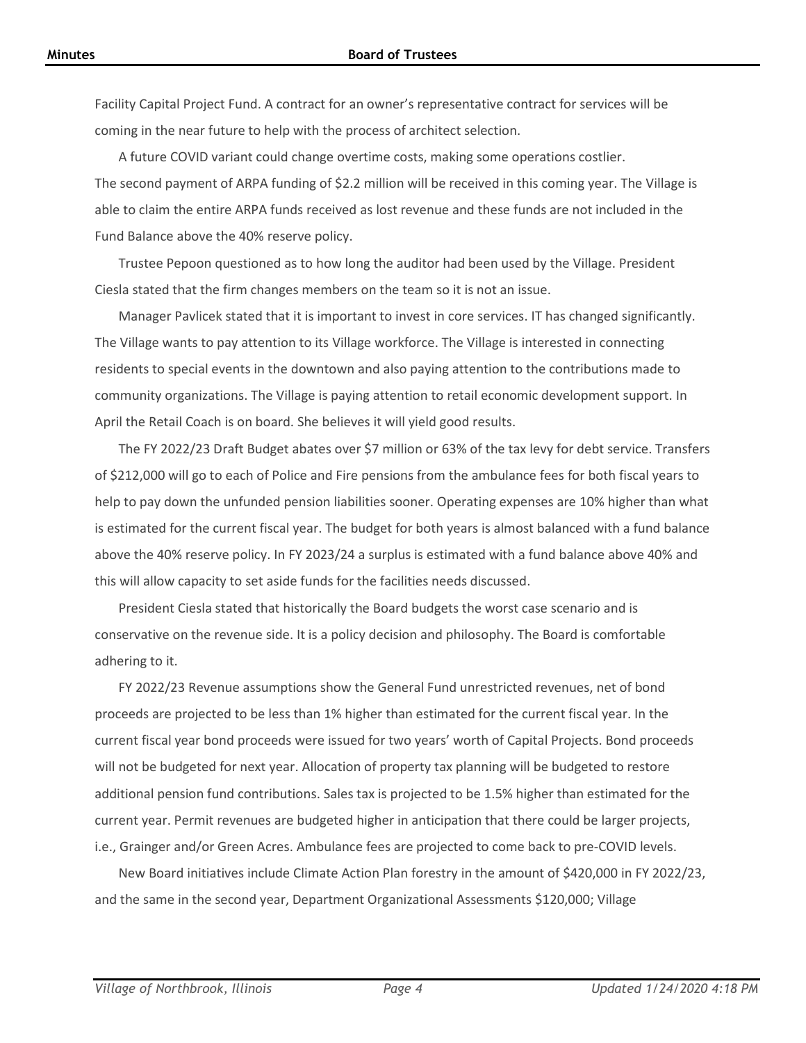Facility Capital Project Fund. A contract for an owner's representative contract for services will be coming in the near future to help with the process of architect selection.

A future COVID variant could change overtime costs, making some operations costlier. The second payment of ARPA funding of $2.2 million will be received in this coming year. The Village is able to claim the entire ARPA funds received as lost revenue and these funds are not included in the Fund Balance above the 40% reserve policy.

Trustee Pepoon questioned as to how long the auditor had been used by the Village. President Ciesla stated that the firm changes members on the team so it is not an issue.

Manager Pavlicek stated that it is important to invest in core services. IT has changed significantly. The Village wants to pay attention to its Village workforce. The Village is interested in connecting residents to special events in the downtown and also paying attention to the contributions made to community organizations. The Village is paying attention to retail economic development support. In April the Retail Coach is on board. She believes it will yield good results.

The FY 2022/23 Draft Budget abates over $7 million or 63% of the tax levy for debt service. Transfers of $212,000 will go to each of Police and Fire pensions from the ambulance fees for both fiscal years to help to pay down the unfunded pension liabilities sooner. Operating expenses are 10% higher than what is estimated for the current fiscal year. The budget for both years is almost balanced with a fund balance above the 40% reserve policy. In FY 2023/24 a surplus is estimated with a fund balance above 40% and this will allow capacity to set aside funds for the facilities needs discussed.

President Ciesla stated that historically the Board budgets the worst case scenario and is conservative on the revenue side. It is a policy decision and philosophy. The Board is comfortable adhering to it.

FY 2022/23 Revenue assumptions show the General Fund unrestricted revenues, net of bond proceeds are projected to be less than 1% higher than estimated for the current fiscal year. In the current fiscal year bond proceeds were issued for two years' worth of Capital Projects. Bond proceeds will not be budgeted for next year. Allocation of property tax planning will be budgeted to restore additional pension fund contributions. Sales tax is projected to be 1.5% higher than estimated for the current year. Permit revenues are budgeted higher in anticipation that there could be larger projects, i.e., Grainger and/or Green Acres. Ambulance fees are projected to come back to pre-COVID levels.

New Board initiatives include Climate Action Plan forestry in the amount of $420,000 in FY 2022/23, and the same in the second year, Department Organizational Assessments $120,000; Village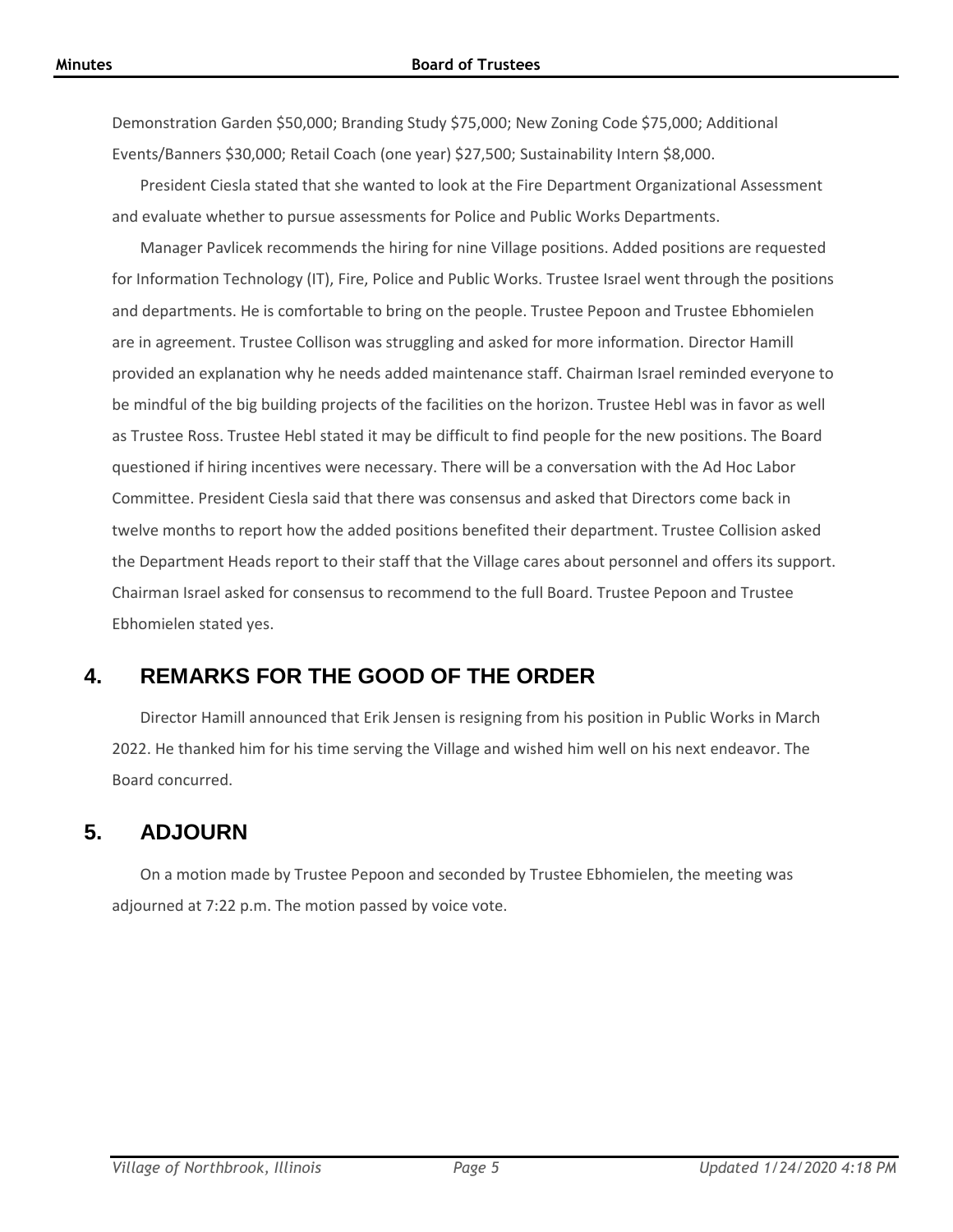Demonstration Garden $50,000; Branding Study $75,000; New Zoning Code $75,000; Additional Events/Banners $30,000; Retail Coach (one year) $27,500; Sustainability Intern $8,000.

President Ciesla stated that she wanted to look at the Fire Department Organizational Assessment and evaluate whether to pursue assessments for Police and Public Works Departments.

Manager Pavlicek recommends the hiring for nine Village positions. Added positions are requested for Information Technology (IT), Fire, Police and Public Works. Trustee Israel went through the positions and departments. He is comfortable to bring on the people. Trustee Pepoon and Trustee Ebhomielen are in agreement. Trustee Collison was struggling and asked for more information. Director Hamill provided an explanation why he needs added maintenance staff. Chairman Israel reminded everyone to be mindful of the big building projects of the facilities on the horizon. Trustee Hebl was in favor as well as Trustee Ross. Trustee Hebl stated it may be difficult to find people for the new positions. The Board questioned if hiring incentives were necessary. There will be a conversation with the Ad Hoc Labor Committee. President Ciesla said that there was consensus and asked that Directors come back in twelve months to report how the added positions benefited their department. Trustee Collision asked the Department Heads report to their staff that the Village cares about personnel and offers its support. Chairman Israel asked for consensus to recommend to the full Board. Trustee Pepoon and Trustee Ebhomielen stated yes.

## 4. REMARKS FOR THE GOOD OF THE ORDER

Director Hamill announced that Erik Jensen is resigning from his position in Public Works in March 2022. He thanked him for his time serving the Village and wished him well on his next endeavor. The Board concurred.

## 5. ADJOURN

On a motion made by Trustee Pepoon and seconded by Trustee Ebhomielen, the meeting was adjourned at 7:22 p.m. The motion passed by voice vote.